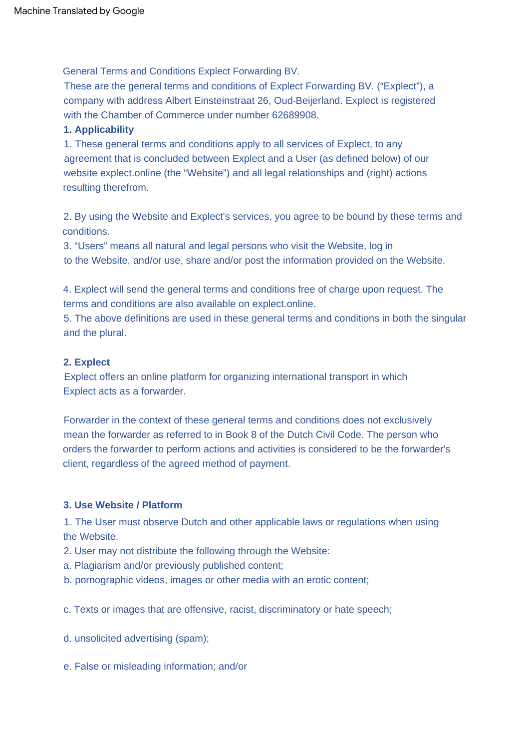General Terms and Conditions Explect Forwarding BV.

These are the general terms and conditions of Explect Forwarding BV. ("Explect"), a company with address Albert Einsteinstraat 26, Oud-Beijerland. Explect is registered with the Chamber of Commerce under number 62689908.

**1. Applicability**

1. These general terms and conditions apply to all services of Explect, to any agreement that is concluded between Explect and a User (as defined below) of our website explect.online (the "Website") and all legal relationships and (right) actions resulting therefrom.

2. By using the Website and Explect's services, you agree to be bound by these terms and conditions.
3. "Users" means all natural and legal persons who visit the Website, log in to the Website, and/or use, share and/or post the information provided on the Website.

4. Explect will send the general terms and conditions free of charge upon request. The terms and conditions are also available on explect.online.
5. The above definitions are used in these general terms and conditions in both the singular and the plural.

**2. Explect**

Explect offers an online platform for organizing international transport in which Explect acts as a forwarder.

Forwarder in the context of these general terms and conditions does not exclusively mean the forwarder as referred to in Book 8 of the Dutch Civil Code. The person who orders the forwarder to perform actions and activities is considered to be the forwarder's client, regardless of the agreed method of payment.

**3. Use Website / Platform**

1. The User must observe Dutch and other applicable laws or regulations when using the Website.
2. User may not distribute the following through the Website:

a. Plagiarism and/or previously published content;

b. pornographic videos, images or other media with an erotic content;

c. Texts or images that are offensive, racist, discriminatory or hate speech;

d. unsolicited advertising (spam);

e. False or misleading information; and/or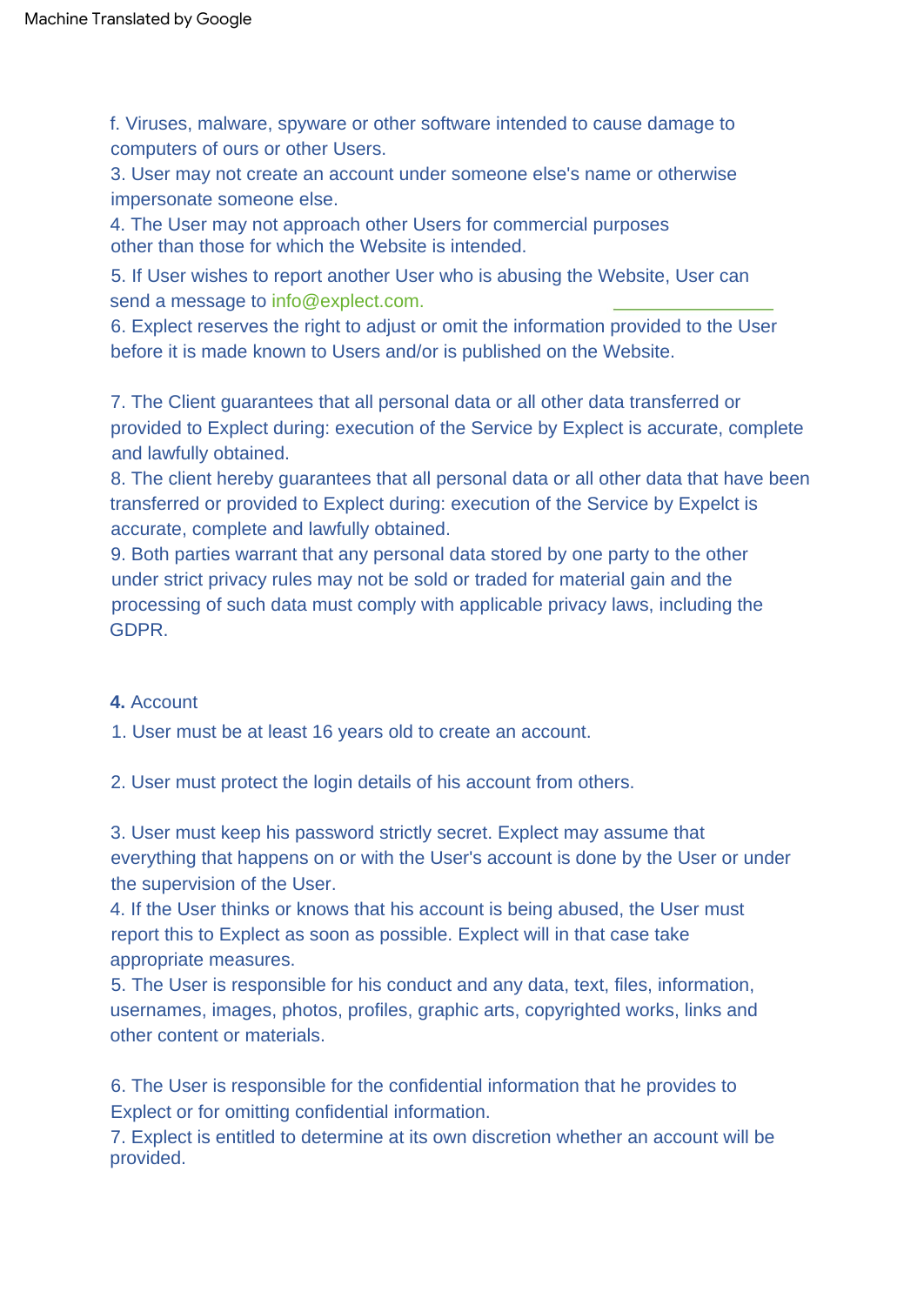f. Viruses, malware, spyware or other software intended to cause damage to computers of ours or other Users.

3. User may not create an account under someone else's name or otherwise impersonate someone else.

4. The User may not approach other Users for commercial purposes other than those for which the Website is intended.

5. If User wishes to report another User who is abusing the Website, User can send a message to info@explect.com.

6. Explect reserves the right to adjust or omit the information provided to the User before it is made known to Users and/or is published on the Website.

7. The Client guarantees that all personal data or all other data transferred or provided to Explect during: execution of the Service by Explect is accurate, complete and lawfully obtained.

8. The client hereby guarantees that all personal data or all other data that have been transferred or provided to Explect during: execution of the Service by Expelct is accurate, complete and lawfully obtained.

9. Both parties warrant that any personal data stored by one party to the other under strict privacy rules may not be sold or traded for material gain and the processing of such data must comply with applicable privacy laws, including the GDPR.

**4.** Account

1. User must be at least 16 years old to create an account.

2. User must protect the login details of his account from others.

3. User must keep his password strictly secret. Explect may assume that everything that happens on or with the User's account is done by the User or under the supervision of the User.

4. If the User thinks or knows that his account is being abused, the User must report this to Explect as soon as possible. Explect will in that case take appropriate measures.

5. The User is responsible for his conduct and any data, text, files, information, usernames, images, photos, profiles, graphic arts, copyrighted works, links and other content or materials.

6. The User is responsible for the confidential information that he provides to Explect or for omitting confidential information.

7. Explect is entitled to determine at its own discretion whether an account will be provided.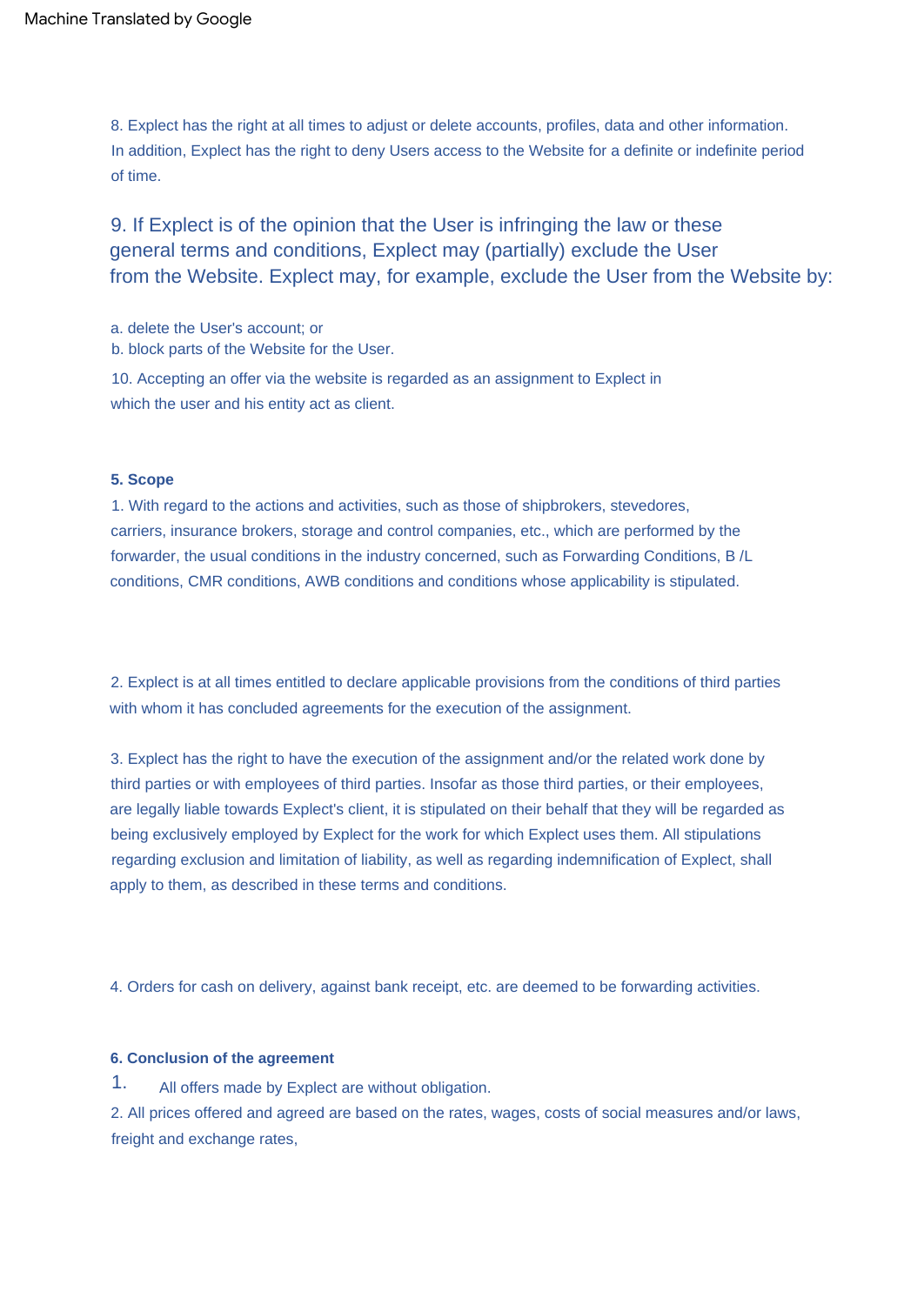8. Explect has the right at all times to adjust or delete accounts, profiles, data and other information. In addition, Explect has the right to deny Users access to the Website for a definite or indefinite period of time.

9. If Explect is of the opinion that the User is infringing the law or these general terms and conditions, Explect may (partially) exclude the User from the Website. Explect may, for example, exclude the User from the Website by:

a. delete the User's account; or
b. block parts of the Website for the User.

10. Accepting an offer via the website is regarded as an assignment to Explect in which the user and his entity act as client.

**5. Scope**

1. With regard to the actions and activities, such as those of shipbrokers, stevedores, carriers, insurance brokers, storage and control companies, etc., which are performed by the forwarder, the usual conditions in the industry concerned, such as Forwarding Conditions, B /L conditions, CMR conditions, AWB conditions and conditions whose applicability is stipulated.

2. Explect is at all times entitled to declare applicable provisions from the conditions of third parties with whom it has concluded agreements for the execution of the assignment.

3. Explect has the right to have the execution of the assignment and/or the related work done by third parties or with employees of third parties. Insofar as those third parties, or their employees, are legally liable towards Explect's client, it is stipulated on their behalf that they will be regarded as being exclusively employed by Explect for the work for which Explect uses them. All stipulations regarding exclusion and limitation of liability, as well as regarding indemnification of Explect, shall apply to them, as described in these terms and conditions.

4. Orders for cash on delivery, against bank receipt, etc. are deemed to be forwarding activities.

**6. Conclusion of the agreement**

1. All offers made by Explect are without obligation.
2. All prices offered and agreed are based on the rates, wages, costs of social measures and/or laws, freight and exchange rates,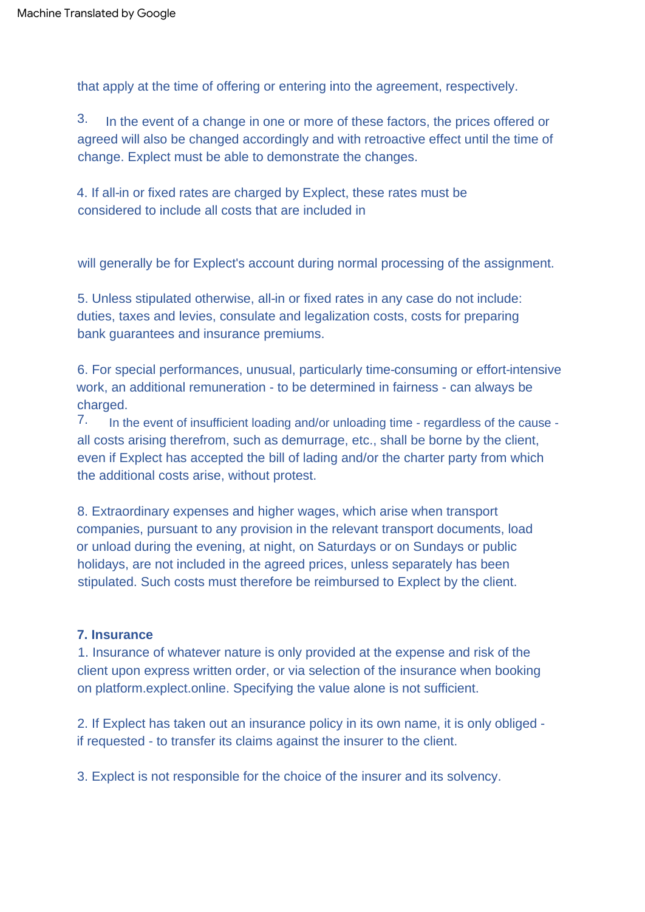that apply at the time of offering or entering into the agreement, respectively.

3. In the event of a change in one or more of these factors, the prices offered or agreed will also be changed accordingly and with retroactive effect until the time of change. Explect must be able to demonstrate the changes.

4. If all-in or fixed rates are charged by Explect, these rates must be considered to include all costs that are included in

will generally be for Explect's account during normal processing of the assignment.

5. Unless stipulated otherwise, all-in or fixed rates in any case do not include: duties, taxes and levies, consulate and legalization costs, costs for preparing bank guarantees and insurance premiums.

6. For special performances, unusual, particularly time-consuming or effort-intensive work, an additional remuneration - to be determined in fairness - can always be charged.

7. In the event of insufficient loading and/or unloading time - regardless of the cause - all costs arising therefrom, such as demurrage, etc., shall be borne by the client, even if Explect has accepted the bill of lading and/or the charter party from which the additional costs arise, without protest.

8. Extraordinary expenses and higher wages, which arise when transport companies, pursuant to any provision in the relevant transport documents, load or unload during the evening, at night, on Saturdays or on Sundays or public holidays, are not included in the agreed prices, unless separately has been stipulated. Such costs must therefore be reimbursed to Explect by the client.

**7. Insurance**

1. Insurance of whatever nature is only provided at the expense and risk of the client upon express written order, or via selection of the insurance when booking on platform.explect.online. Specifying the value alone is not sufficient.

2. If Explect has taken out an insurance policy in its own name, it is only obliged - if requested - to transfer its claims against the insurer to the client.

3. Explect is not responsible for the choice of the insurer and its solvency.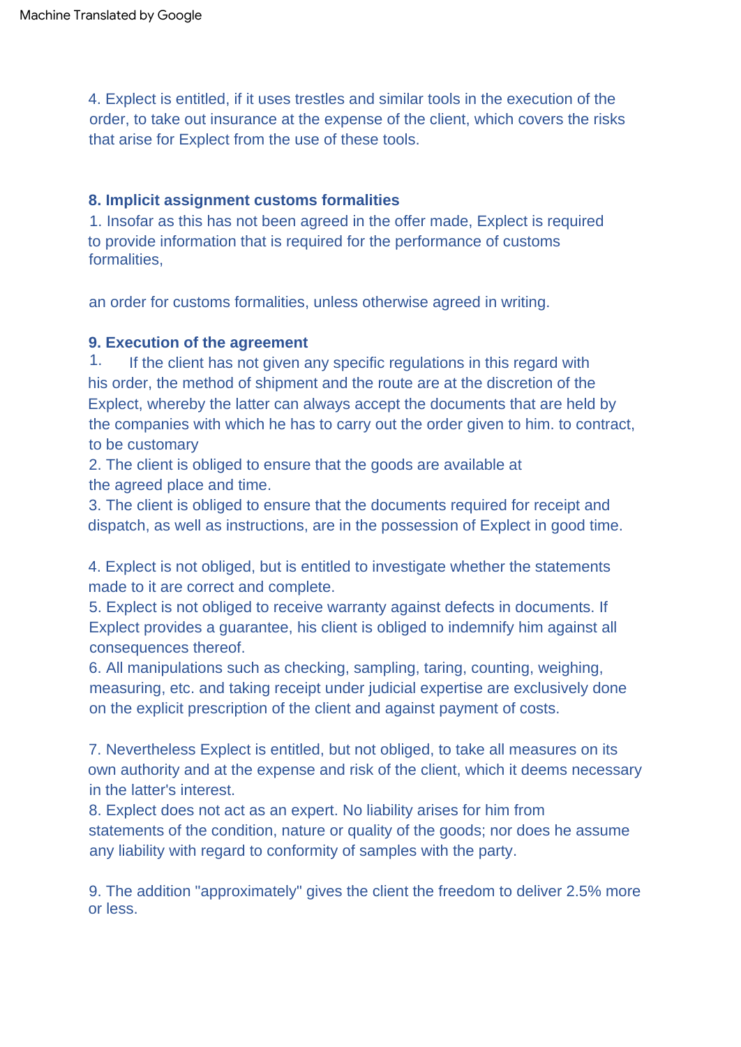4. Explect is entitled, if it uses trestles and similar tools in the execution of the order, to take out insurance at the expense of the client, which covers the risks that arise for Explect from the use of these tools.

**8. Implicit assignment customs formalities**

1. Insofar as this has not been agreed in the offer made, Explect is required to provide information that is required for the performance of customs formalities,

an order for customs formalities, unless otherwise agreed in writing.

**9. Execution of the agreement**

1. If the client has not given any specific regulations in this regard with his order, the method of shipment and the route are at the discretion of the Explect, whereby the latter can always accept the documents that are held by the companies with which he has to carry out the order given to him. to contract, to be customary
2. The client is obliged to ensure that the goods are available at the agreed place and time.
3. The client is obliged to ensure that the documents required for receipt and dispatch, as well as instructions, are in the possession of Explect in good time.

4. Explect is not obliged, but is entitled to investigate whether the statements made to it are correct and complete.
5. Explect is not obliged to receive warranty against defects in documents. If Explect provides a guarantee, his client is obliged to indemnify him against all consequences thereof.
6. All manipulations such as checking, sampling, taring, counting, weighing, measuring, etc. and taking receipt under judicial expertise are exclusively done on the explicit prescription of the client and against payment of costs.

7. Nevertheless Explect is entitled, but not obliged, to take all measures on its own authority and at the expense and risk of the client, which it deems necessary in the latter's interest.
8. Explect does not act as an expert. No liability arises for him from statements of the condition, nature or quality of the goods; nor does he assume any liability with regard to conformity of samples with the party.

9. The addition "approximately" gives the client the freedom to deliver 2.5% more or less.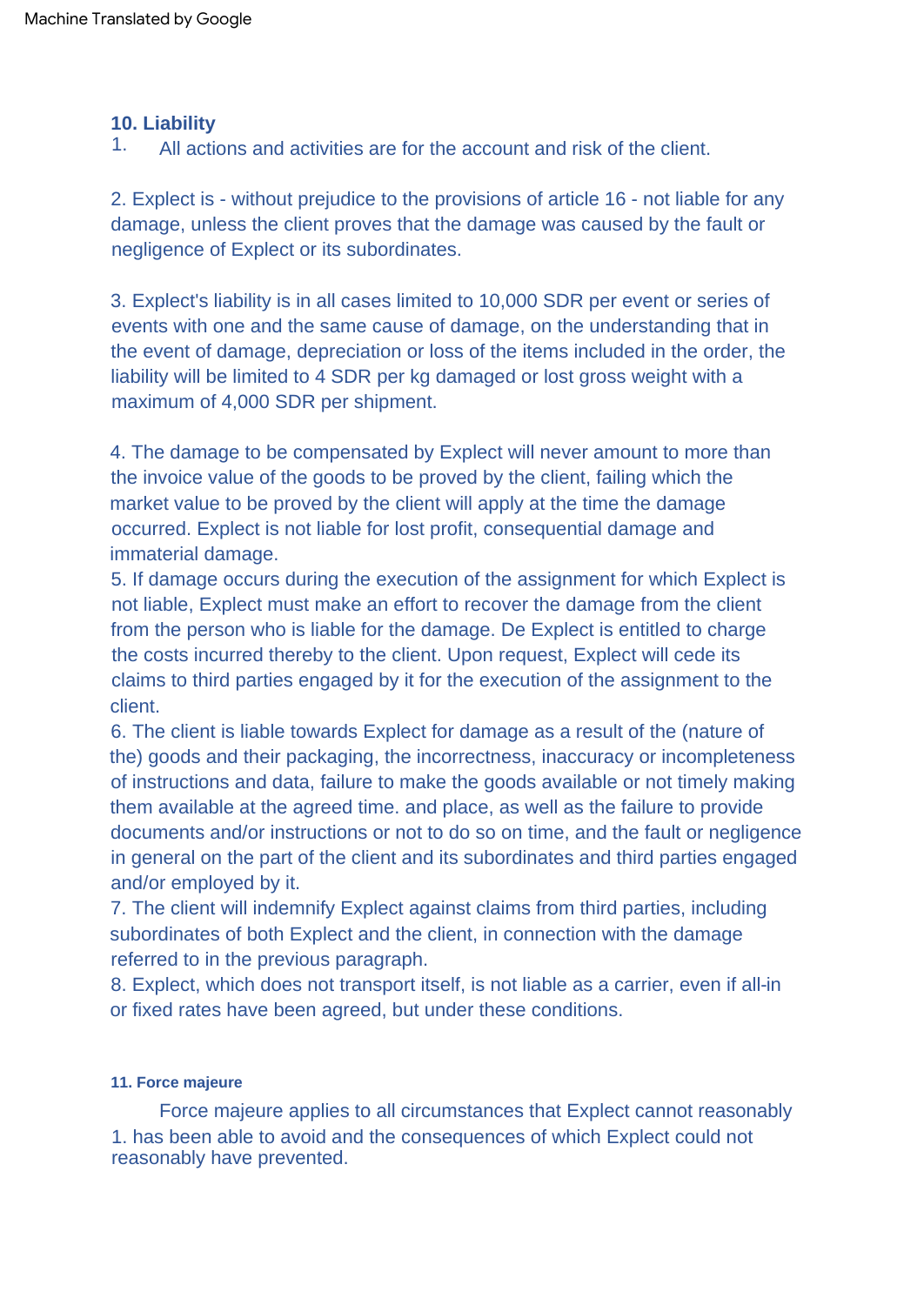## 10. Liability

1. All actions and activities are for the account and risk of the client.

2. Explect is - without prejudice to the provisions of article 16 - not liable for any damage, unless the client proves that the damage was caused by the fault or negligence of Explect or its subordinates.

3. Explect's liability is in all cases limited to 10,000 SDR per event or series of events with one and the same cause of damage, on the understanding that in the event of damage, depreciation or loss of the items included in the order, the liability will be limited to 4 SDR per kg damaged or lost gross weight with a maximum of 4,000 SDR per shipment.

4. The damage to be compensated by Explect will never amount to more than the invoice value of the goods to be proved by the client, failing which the market value to be proved by the client will apply at the time the damage occurred. Explect is not liable for lost profit, consequential damage and immaterial damage.

5. If damage occurs during the execution of the assignment for which Explect is not liable, Explect must make an effort to recover the damage from the client from the person who is liable for the damage. De Explect is entitled to charge the costs incurred thereby to the client. Upon request, Explect will cede its claims to third parties engaged by it for the execution of the assignment to the client.

6. The client is liable towards Explect for damage as a result of the (nature of the) goods and their packaging, the incorrectness, inaccuracy or incompleteness of instructions and data, failure to make the goods available or not timely making them available at the agreed time. and place, as well as the failure to provide documents and/or instructions or not to do so on time, and the fault or negligence in general on the part of the client and its subordinates and third parties engaged and/or employed by it.

7. The client will indemnify Explect against claims from third parties, including subordinates of both Explect and the client, in connection with the damage referred to in the previous paragraph.

8. Explect, which does not transport itself, is not liable as a carrier, even if all-in or fixed rates have been agreed, but under these conditions.

#### 11. Force majeure

1. Force majeure applies to all circumstances that Explect cannot reasonably has been able to avoid and the consequences of which Explect could not reasonably have prevented.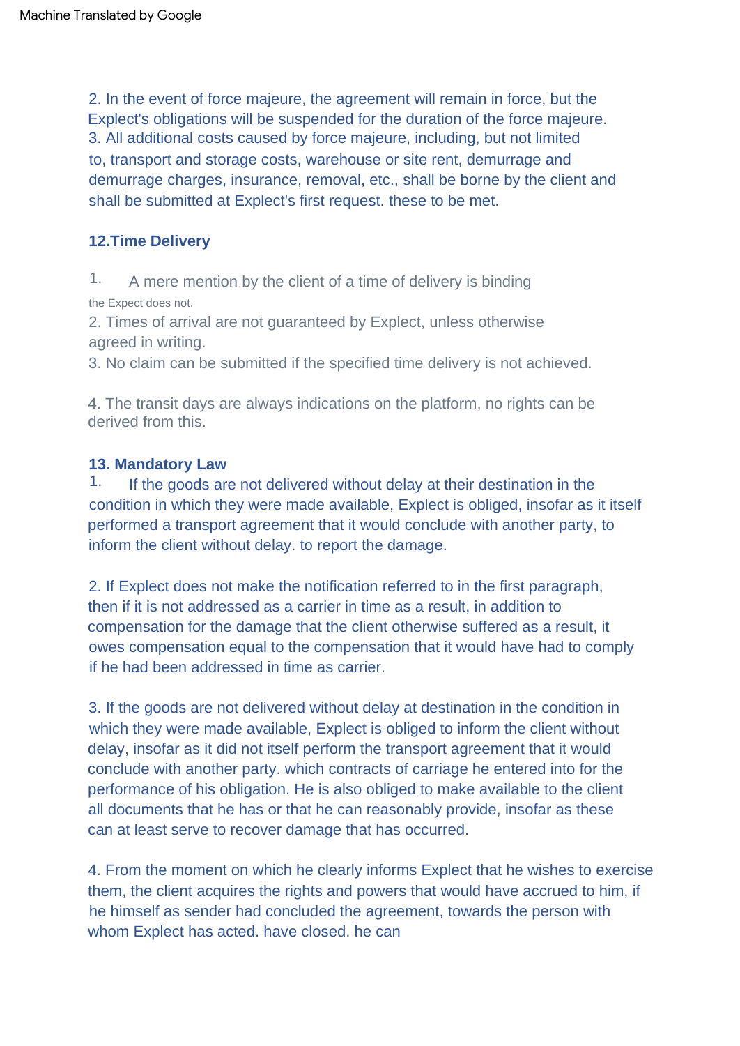2. In the event of force majeure, the agreement will remain in force, but the Explect's obligations will be suspended for the duration of the force majeure.
3. All additional costs caused by force majeure, including, but not limited to, transport and storage costs, warehouse or site rent, demurrage and demurrage charges, insurance, removal, etc., shall be borne by the client and shall be submitted at Explect's first request. these to be met.

### 12.Time Delivery

1. A mere mention by the client of a time of delivery is binding the Expect does not.
2. Times of arrival are not guaranteed by Explect, unless otherwise agreed in writing.
3. No claim can be submitted if the specified time delivery is not achieved.

4. The transit days are always indications on the platform, no rights can be derived from this.

### 13. Mandatory Law

1. If the goods are not delivered without delay at their destination in the condition in which they were made available, Explect is obliged, insofar as it itself performed a transport agreement that it would conclude with another party, to inform the client without delay. to report the damage.

2. If Explect does not make the notification referred to in the first paragraph, then if it is not addressed as a carrier in time as a result, in addition to compensation for the damage that the client otherwise suffered as a result, it owes compensation equal to the compensation that it would have had to comply if he had been addressed in time as carrier.

3. If the goods are not delivered without delay at destination in the condition in which they were made available, Explect is obliged to inform the client without delay, insofar as it did not itself perform the transport agreement that it would conclude with another party. which contracts of carriage he entered into for the performance of his obligation. He is also obliged to make available to the client all documents that he has or that he can reasonably provide, insofar as these can at least serve to recover damage that has occurred.

4. From the moment on which he clearly informs Explect that he wishes to exercise them, the client acquires the rights and powers that would have accrued to him, if he himself as sender had concluded the agreement, towards the person with whom Explect has acted. have closed. he can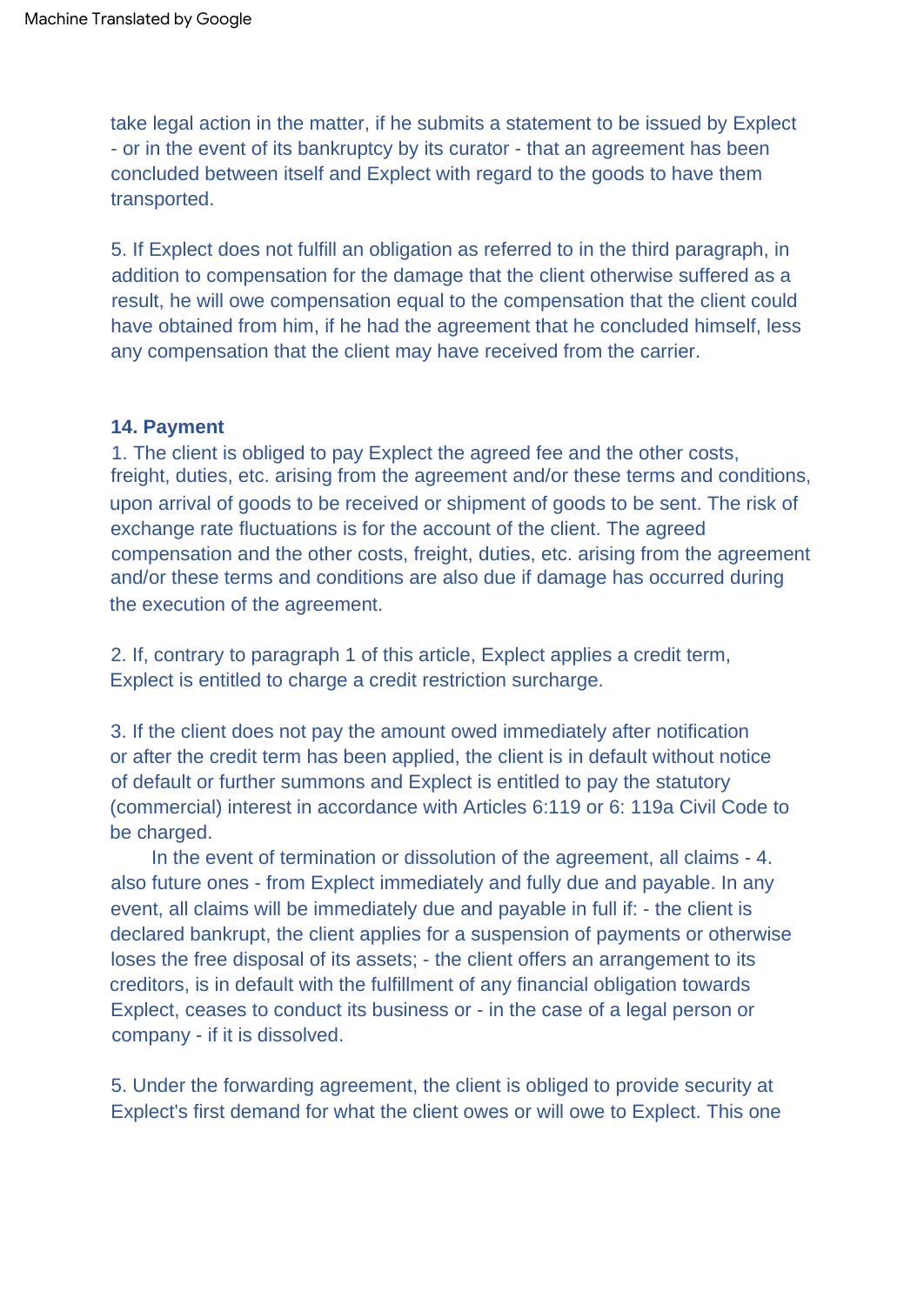take legal action in the matter, if he submits a statement to be issued by Explect - or in the event of its bankruptcy by its curator - that an agreement has been concluded between itself and Explect with regard to the goods to have them transported.

5. If Explect does not fulfill an obligation as referred to in the third paragraph, in addition to compensation for the damage that the client otherwise suffered as a result, he will owe compensation equal to the compensation that the client could have obtained from him, if he had the agreement that he concluded himself, less any compensation that the client may have received from the carrier.

**14. Payment**

1. The client is obliged to pay Explect the agreed fee and the other costs, freight, duties, etc. arising from the agreement and/or these terms and conditions, upon arrival of goods to be received or shipment of goods to be sent. The risk of exchange rate fluctuations is for the account of the client. The agreed compensation and the other costs, freight, duties, etc. arising from the agreement and/or these terms and conditions are also due if damage has occurred during the execution of the agreement.

2. If, contrary to paragraph 1 of this article, Explect applies a credit term, Explect is entitled to charge a credit restriction surcharge.

3. If the client does not pay the amount owed immediately after notification or after the credit term has been applied, the client is in default without notice of default or further summons and Explect is entitled to pay the statutory (commercial) interest in accordance with Articles 6:119 or 6: 119a Civil Code to be charged.

In the event of termination or dissolution of the agreement, all claims - 4. also future ones - from Explect immediately and fully due and payable. In any event, all claims will be immediately due and payable in full if: - the client is declared bankrupt, the client applies for a suspension of payments or otherwise loses the free disposal of its assets; - the client offers an arrangement to its creditors, is in default with the fulfillment of any financial obligation towards Explect, ceases to conduct its business or - in the case of a legal person or company - if it is dissolved.

5. Under the forwarding agreement, the client is obliged to provide security at Explect's first demand for what the client owes or will owe to Explect. This one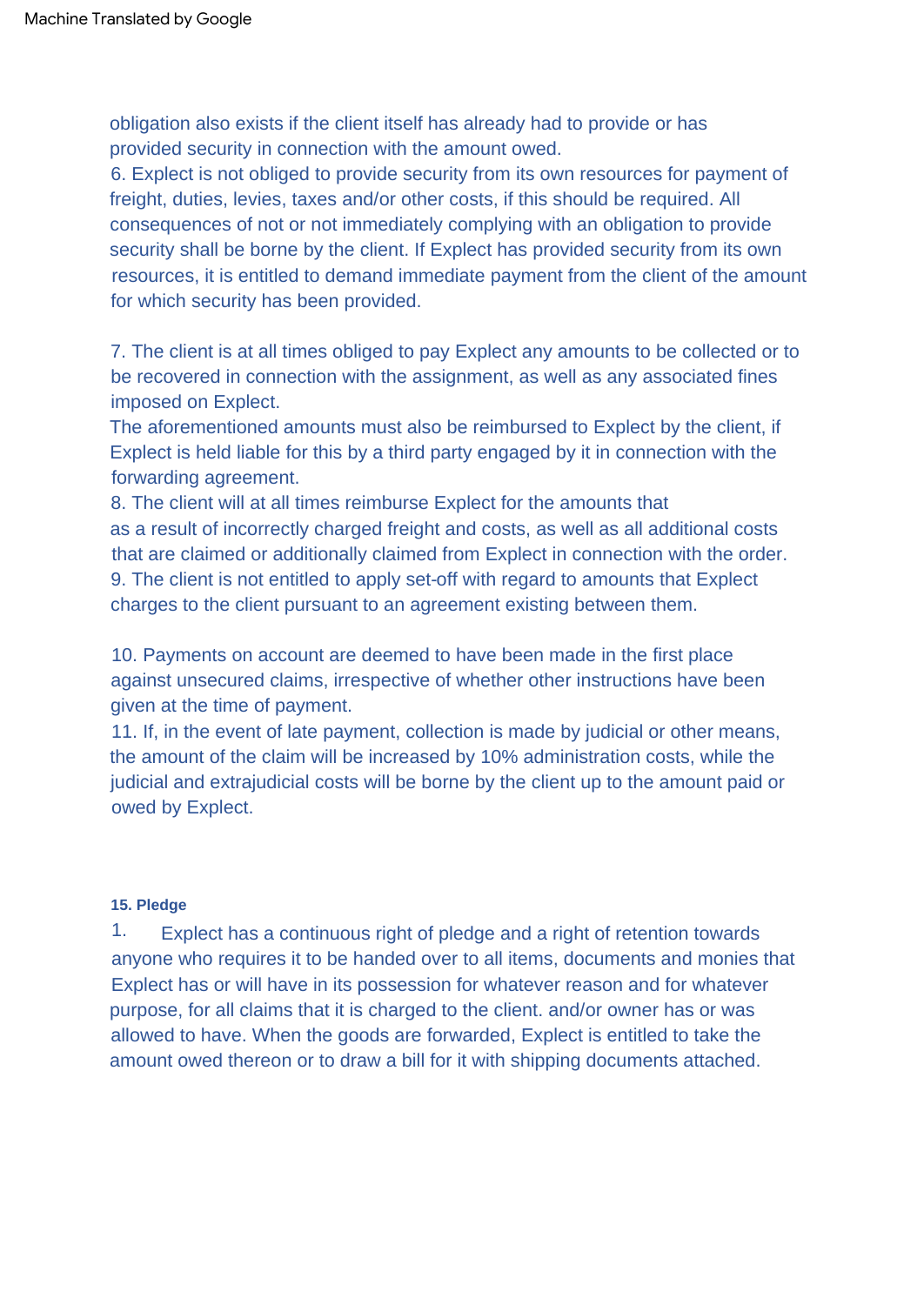obligation also exists if the client itself has already had to provide or has provided security in connection with the amount owed.

6. Explect is not obliged to provide security from its own resources for payment of freight, duties, levies, taxes and/or other costs, if this should be required. All consequences of not or not immediately complying with an obligation to provide security shall be borne by the client. If Explect has provided security from its own resources, it is entitled to demand immediate payment from the client of the amount for which security has been provided.

7. The client is at all times obliged to pay Explect any amounts to be collected or to be recovered in connection with the assignment, as well as any associated fines imposed on Explect.
The aforementioned amounts must also be reimbursed to Explect by the client, if Explect is held liable for this by a third party engaged by it in connection with the forwarding agreement.

8. The client will at all times reimburse Explect for the amounts that as a result of incorrectly charged freight and costs, as well as all additional costs that are claimed or additionally claimed from Explect in connection with the order.

9. The client is not entitled to apply set-off with regard to amounts that Explect charges to the client pursuant to an agreement existing between them.

10. Payments on account are deemed to have been made in the first place against unsecured claims, irrespective of whether other instructions have been given at the time of payment.

11. If, in the event of late payment, collection is made by judicial or other means, the amount of the claim will be increased by 10% administration costs, while the judicial and extrajudicial costs will be borne by the client up to the amount paid or owed by Explect.

**15. Pledge**

1. Explect has a continuous right of pledge and a right of retention towards anyone who requires it to be handed over to all items, documents and monies that Explect has or will have in its possession for whatever reason and for whatever purpose, for all claims that it is charged to the client. and/or owner has or was allowed to have. When the goods are forwarded, Explect is entitled to take the amount owed thereon or to draw a bill for it with shipping documents attached.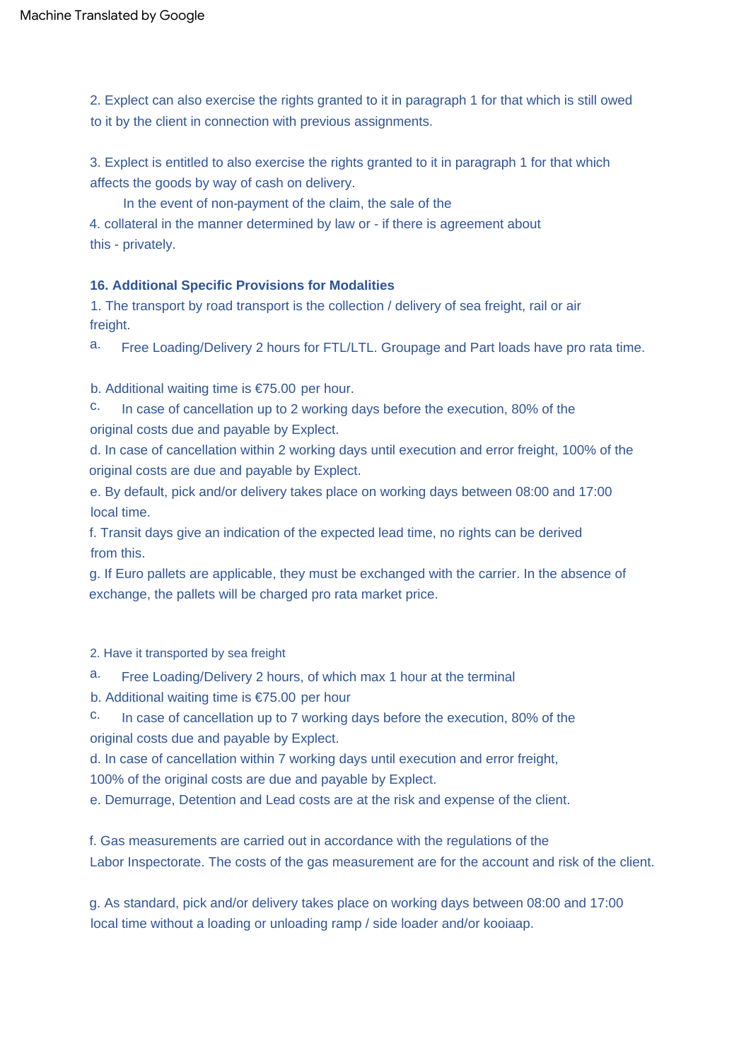2. Explect can also exercise the rights granted to it in paragraph 1 for that which is still owed to it by the client in connection with previous assignments.

3. Explect is entitled to also exercise the rights granted to it in paragraph 1 for that which affects the goods by way of cash on delivery.
In the event of non-payment of the claim, the sale of the

4. collateral in the manner determined by law or - if there is agreement about this - privately.

**16. Additional Specific Provisions for Modalities**

1. The transport by road transport is the collection / delivery of sea freight, rail or air freight.

a. Free Loading/Delivery 2 hours for FTL/LTL. Groupage and Part loads have pro rata time.

b. Additional waiting time is €75.00 per hour.

c. In case of cancellation up to 2 working days before the execution, 80% of the original costs due and payable by Explect.

d. In case of cancellation within 2 working days until execution and error freight, 100% of the original costs are due and payable by Explect.

e. By default, pick and/or delivery takes place on working days between 08:00 and 17:00 local time.

f. Transit days give an indication of the expected lead time, no rights can be derived from this.

g. If Euro pallets are applicable, they must be exchanged with the carrier. In the absence of exchange, the pallets will be charged pro rata market price.

2. Have it transported by sea freight

a. Free Loading/Delivery 2 hours, of which max 1 hour at the terminal

b. Additional waiting time is €75.00 per hour

c. In case of cancellation up to 7 working days before the execution, 80% of the original costs due and payable by Explect.

d. In case of cancellation within 7 working days until execution and error freight, 100% of the original costs are due and payable by Explect.

e. Demurrage, Detention and Lead costs are at the risk and expense of the client.

f. Gas measurements are carried out in accordance with the regulations of the Labor Inspectorate. The costs of the gas measurement are for the account and risk of the client.

g. As standard, pick and/or delivery takes place on working days between 08:00 and 17:00 local time without a loading or unloading ramp / side loader and/or kooiaap.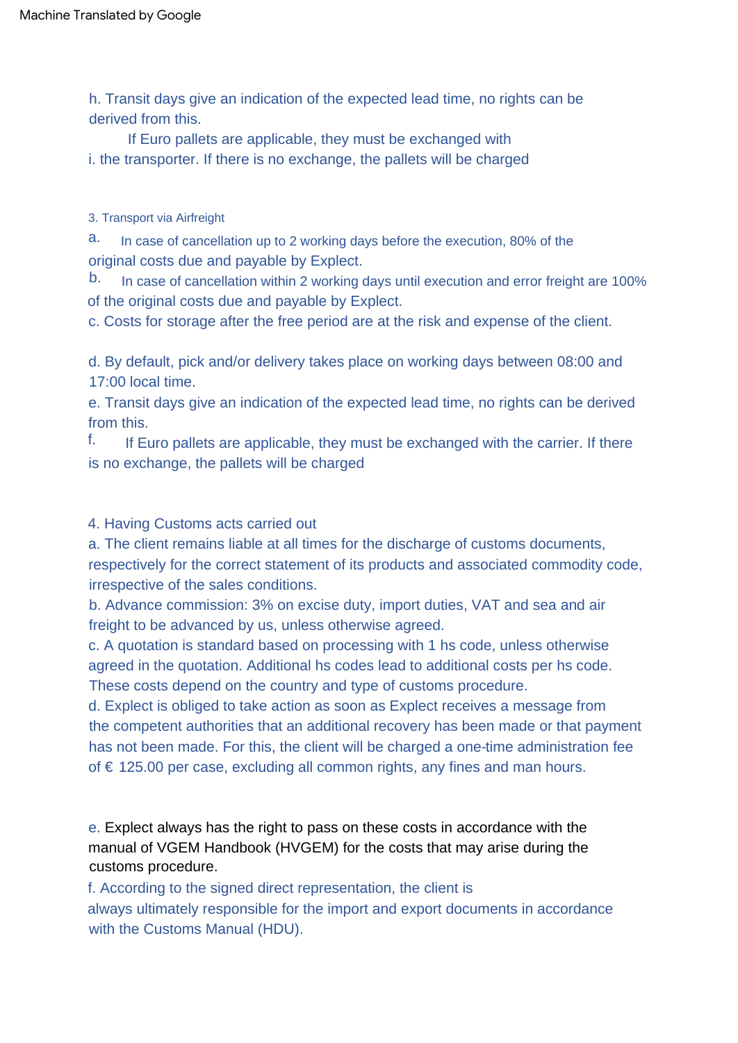h. Transit days give an indication of the expected lead time, no rights can be derived from this.

i. If Euro pallets are applicable, they must be exchanged with the transporter. If there is no exchange, the pallets will be charged

### 3. Transport via Airfreight

a. In case of cancellation up to 2 working days before the execution, 80% of the original costs due and payable by Explect.

b. In case of cancellation within 2 working days until execution and error freight are 100% of the original costs due and payable by Explect.

c. Costs for storage after the free period are at the risk and expense of the client.

d. By default, pick and/or delivery takes place on working days between 08:00 and 17:00 local time.

e. Transit days give an indication of the expected lead time, no rights can be derived from this.

f. If Euro pallets are applicable, they must be exchanged with the carrier. If there is no exchange, the pallets will be charged

### 4. Having Customs acts carried out

a. The client remains liable at all times for the discharge of customs documents, respectively for the correct statement of its products and associated commodity code, irrespective of the sales conditions.

b. Advance commission: 3% on excise duty, import duties, VAT and sea and air freight to be advanced by us, unless otherwise agreed.

c. A quotation is standard based on processing with 1 hs code, unless otherwise agreed in the quotation. Additional hs codes lead to additional costs per hs code. These costs depend on the country and type of customs procedure.

d. Explect is obliged to take action as soon as Explect receives a message from the competent authorities that an additional recovery has been made or that payment has not been made. For this, the client will be charged a one-time administration fee of € 125.00 per case, excluding all common rights, any fines and man hours.

e. Explect always has the right to pass on these costs in accordance with the manual of VGEM Handbook (HVGEM) for the costs that may arise during the customs procedure.

f. According to the signed direct representation, the client is always ultimately responsible for the import and export documents in accordance with the Customs Manual (HDU).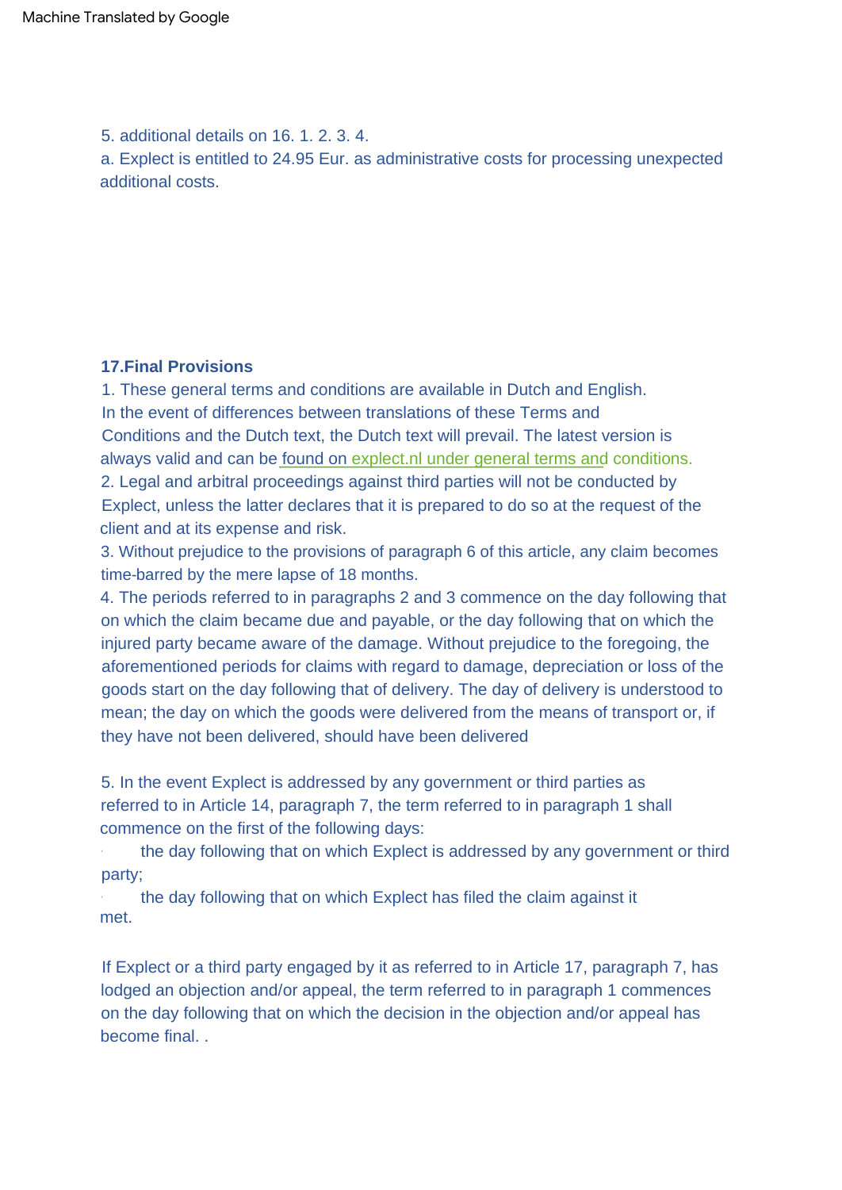5. additional details on 16. 1. 2. 3. 4.

a. Explect is entitled to 24.95 Eur. as administrative costs for processing unexpected additional costs.

**17.Final Provisions**

1. These general terms and conditions are available in Dutch and English. In the event of differences between translations of these Terms and Conditions and the Dutch text, the Dutch text will prevail. The latest version is always valid and can be found on explect.nl under general terms and conditions.
2. Legal and arbitral proceedings against third parties will not be conducted by Explect, unless the latter declares that it is prepared to do so at the request of the client and at its expense and risk.
3. Without prejudice to the provisions of paragraph 6 of this article, any claim becomes time-barred by the mere lapse of 18 months.
4. The periods referred to in paragraphs 2 and 3 commence on the day following that on which the claim became due and payable, or the day following that on which the injured party became aware of the damage. Without prejudice to the foregoing, the aforementioned periods for claims with regard to damage, depreciation or loss of the goods start on the day following that of delivery. The day of delivery is understood to mean; the day on which the goods were delivered from the means of transport or, if they have not been delivered, should have been delivered

5. In the event Explect is addressed by any government or third parties as referred to in Article 14, paragraph 7, the term referred to in paragraph 1 shall commence on the first of the following days:
   - the day following that on which Explect is addressed by any government or third party;
   - the day following that on which Explect has filed the claim against it met.

If Explect or a third party engaged by it as referred to in Article 17, paragraph 7, has lodged an objection and/or appeal, the term referred to in paragraph 1 commences on the day following that on which the decision in the objection and/or appeal has become final. .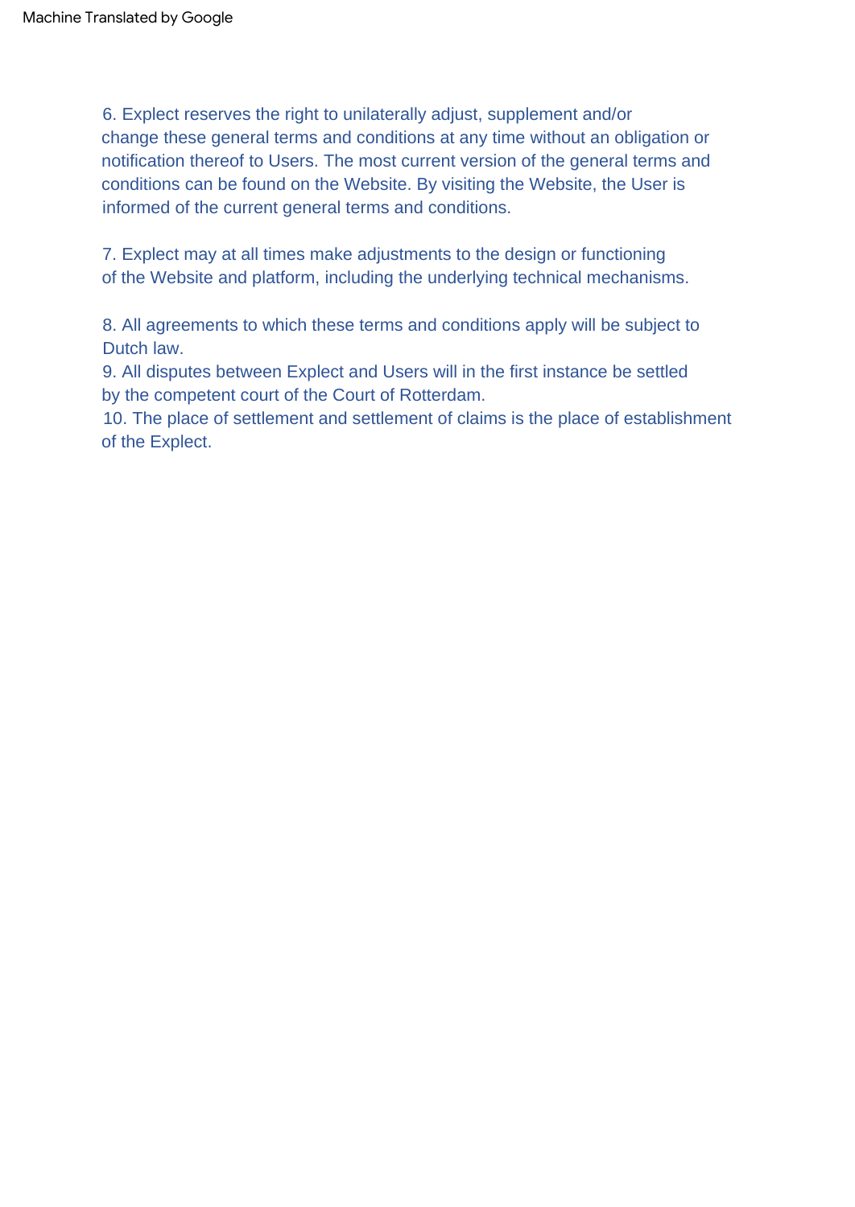6. Explect reserves the right to unilaterally adjust, supplement and/or change these general terms and conditions at any time without an obligation or notification thereof to Users. The most current version of the general terms and conditions can be found on the Website. By visiting the Website, the User is informed of the current general terms and conditions.

7. Explect may at all times make adjustments to the design or functioning of the Website and platform, including the underlying technical mechanisms.

8. All agreements to which these terms and conditions apply will be subject to Dutch law.

9. All disputes between Explect and Users will in the first instance be settled by the competent court of the Court of Rotterdam.

10. The place of settlement and settlement of claims is the place of establishment of the Explect.